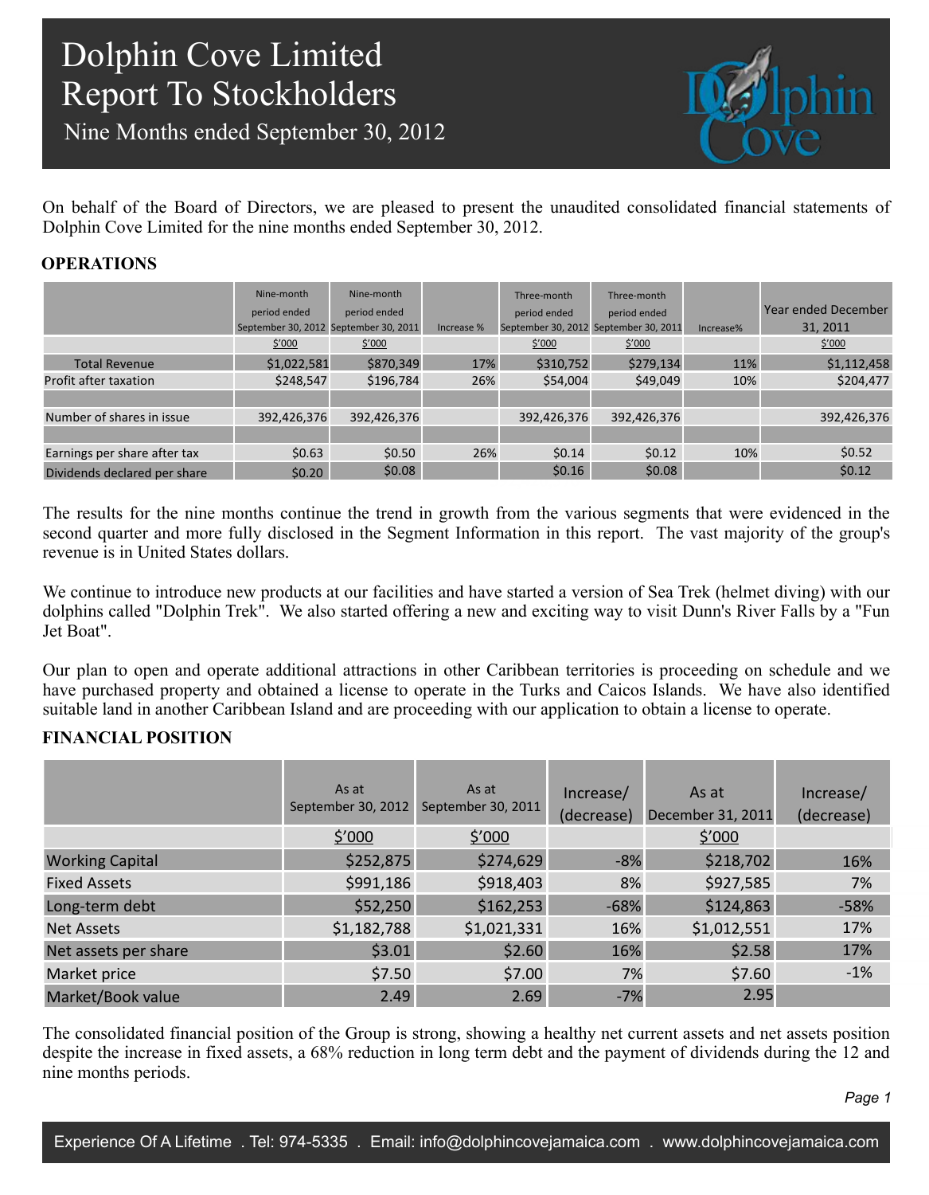# Dolphin Cove Limited
# Report To Stockholders
## Nine Months ended September 30, 2012

On behalf of the Board of Directors, we are pleased to present the unaudited consolidated financial statements of Dolphin Cove Limited for the nine months ended September 30, 2012.

### OPERATIONS

| | Nine-month period ended September 30, 2012 | Nine-month period ended September 30, 2011 | Increase % | Three-month period ended September 30, 2012 | Three-month period ended September 30, 2011 | Increase% | Year ended December 31, 2011 |
|---|---|---|---|---|---|---|---|
| | $'000 | $'000 | | $'000 | $'000 | | $'000 |
| Total Revenue | $1,022,581 | $870,349 | 17% | $310,752 | $279,134 | 11% | $1,112,458 |
| Profit after taxation | $248,547 | $196,784 | 26% | $54,004 | $49,049 | 10% | $204,477 |
| | | | | | | | |
| Number of shares in issue | 392,426,376 | 392,426,376 | | 392,426,376 | 392,426,376 | | 392,426,376 |
| | | | | | | | |
| Earnings per share after tax | $0.63 | $0.50 | 26% | $0.14 | $0.12 | 10% | $0.52 |
| Dividends declared per share | $0.20 | $0.08 | | $0.16 | $0.08 | | $0.12 |

The results for the nine months continue the trend in growth from the various segments that were evidenced in the second quarter and more fully disclosed in the Segment Information in this report. The vast majority of the group's revenue is in United States dollars.

We continue to introduce new products at our facilities and have started a version of Sea Trek (helmet diving) with our dolphins called "Dolphin Trek". We also started offering a new and exciting way to visit Dunn's River Falls by a "Fun Jet Boat".

Our plan to open and operate additional attractions in other Caribbean territories is proceeding on schedule and we have purchased property and obtained a license to operate in the Turks and Caicos Islands. We have also identified suitable land in another Caribbean Island and are proceeding with our application to obtain a license to operate.

### FINANCIAL POSITION

| | As at September 30, 2012 | As at September 30, 2011 | Increase/ (decrease) | As at December 31, 2011 | Increase/ (decrease) |
|---|---|---|---|---|---|
| | $'000 | $'000 | | $'000 | |
| Working Capital | $252,875 | $274,629 | -8% | $218,702 | 16% |
| Fixed Assets | $991,186 | $918,403 | 8% | $927,585 | 7% |
| Long-term debt | $52,250 | $162,253 | -68% | $124,863 | -58% |
| Net Assets | $1,182,788 | $1,021,331 | 16% | $1,012,551 | 17% |
| Net assets per share | $3.01 | $2.60 | 16% | $2.58 | 17% |
| Market price | $7.50 | $7.00 | 7% | $7.60 | -1% |
| Market/Book value | 2.49 | 2.69 | -7% | 2.95 | |

The consolidated financial position of the Group is strong, showing a healthy net current assets and net assets position despite the increase in fixed assets, a 68% reduction in long term debt and the payment of dividends during the 12 and nine months periods.

Experience Of A Lifetime . Tel: 974-5335 . Email: info@dolphincovejamaica.com . www.dolphincovejamaica.com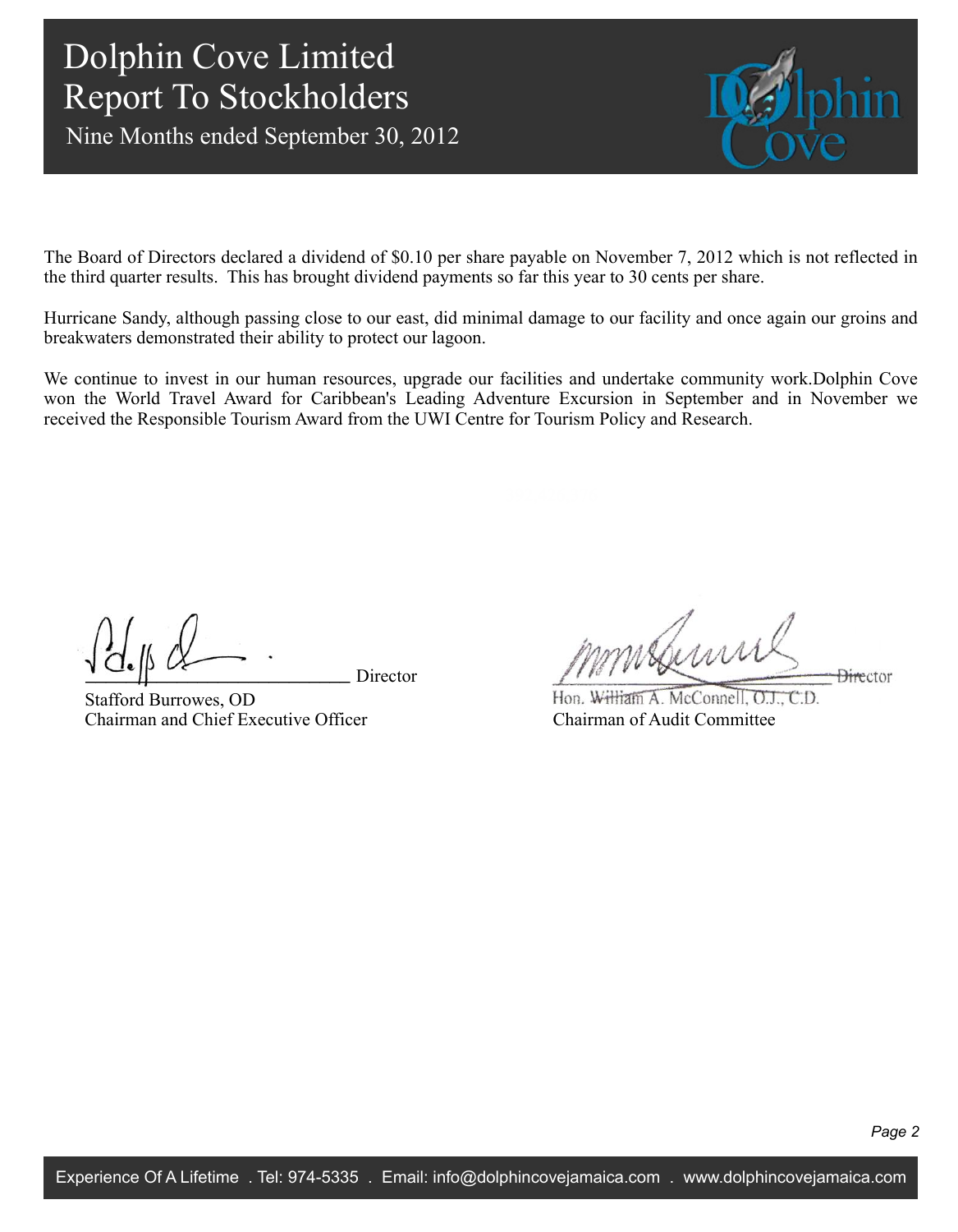# Dolphin Cove Limited
## Report To Stockholders
### Nine Months ended September 30, 2012

The Board of Directors declared a dividend of $0.10 per share payable on November 7, 2012 which is not reflected in the third quarter results. This has brought dividend payments so far this year to 30 cents per share.

Hurricane Sandy, although passing close to our east, did minimal damage to our facility and once again our groins and breakwaters demonstrated their ability to protect our lagoon.

We continue to invest in our human resources, upgrade our facilities and undertake community work.Dolphin Cove won the World Travel Award for Caribbean's Leading Adventure Excursion in September and in November we received the Responsible Tourism Award from the UWI Centre for Tourism Policy and Research.

Director
Stafford Burrowes, OD
Chairman and Chief Executive Officer

Director
Hon. William A. McConnell, O.J., C.D.
Chairman of Audit Committee

Experience Of A Lifetime . Tel: 974-5335 . Email: info@dolphincovejamaica.com . www.dolphincovejamaica.com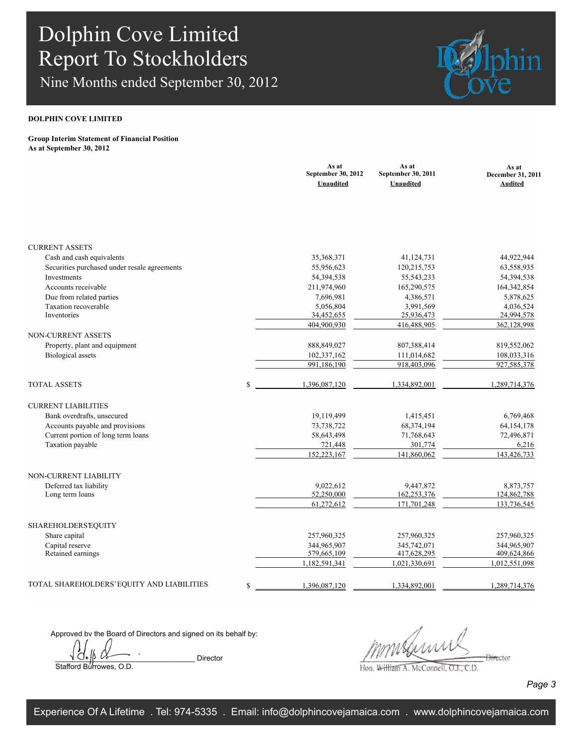# Dolphin Cove Limited
# Report To Stockholders
## Nine Months ended September 30, 2012

**DOLPHIN COVE LIMITED**

**Group Interim Statement of Financial Position**
**As at September 30, 2012**

| | As at September 30, 2012 Unaudited | As at September 30, 2011 Unaudited | As at December 31, 2011 Audited |
|---|---|---|---|
| CURRENT ASSETS | | | |
| Cash and cash equivalents | 35,368,371 | 41,124,731 | 44,922,944 |
| Securities purchased under resale agreements | 55,956,623 | 120,215,753 | 63,558,935 |
| Investments | 54,394,538 | 55,543,233 | 54,394,538 |
| Accounts receivable | 211,974,960 | 165,290,575 | 164,342,854 |
| Due from related parties | 7,696,981 | 4,386,571 | 5,878,625 |
| Taxation recoverable | 5,056,804 | 3,991,569 | 4,036,524 |
| Inventories | 34,452,655 | 25,936,473 | 24,994,578 |
| | 404,900,930 | 416,488,905 | 362,128,998 |
| NON-CURRENT ASSETS | | | |
| Property, plant and equipment | 888,849,027 | 807,388,414 | 819,552,062 |
| Biological assets | 102,337,162 | 111,014,682 | 108,033,316 |
| | 991,186,190 | 918,403,096 | 927,585,378 |
| TOTAL ASSETS | $ 1,396,087,120 | 1,334,892,001 | 1,289,714,376 |
| CURRENT LIABILITIES | | | |
| Bank overdrafts, unsecured | 19,119,499 | 1,415,451 | 6,769,468 |
| Accounts payable and provisions | 73,738,722 | 68,374,194 | 64,154,178 |
| Current portion of long term loans | 58,643,498 | 71,768,643 | 72,496,871 |
| Taxation payable | 721,448 | 301,774 | 6,216 |
| | 152,223,167 | 141,860,062 | 143,426,733 |
| NON-CURRENT LIABILITY | | | |
| Deferred tax liability | 9,022,612 | 9,447,872 | 8,873,757 |
| Long term loans | 52,250,000 | 162,253,376 | 124,862,788 |
| | 61,272,612 | 171,701,248 | 133,736,545 |
| SHAREHOLDERS' EQUITY | | | |
| Share capital | 257,960,325 | 257,960,325 | 257,960,325 |
| Capital reserve | 344,965,907 | 345,742,071 | 344,965,907 |
| Retained earnings | 579,665,109 | 417,628,295 | 409,624,866 |
| | 1,182,591,341 | 1,021,330,691 | 1,012,551,098 |
| TOTAL SHAREHOLDERS' EQUITY AND LIABILITIES | $ 1,396,087,120 | 1,334,892,001 | 1,289,714,376 |

Approved by the Board of Directors and signed on its behalf by:

Stafford Burrowes, O.D. — Director

Hon. William A. McConnell, O.J., C.D. — Director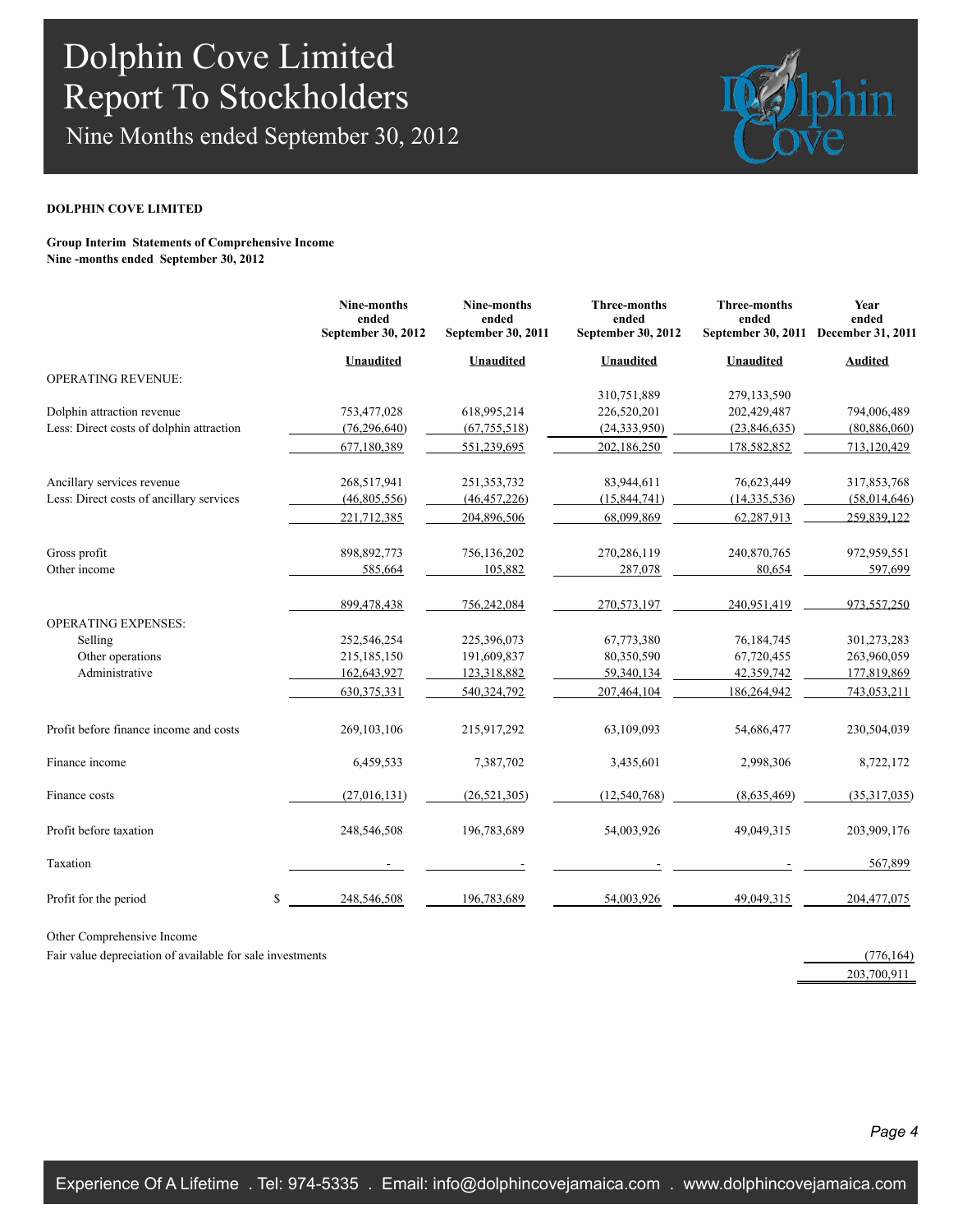# Dolphin Cove Limited
# Report To Stockholders
## Nine Months ended September 30, 2012

**DOLPHIN COVE LIMITED**

**Group Interim Statements of Comprehensive Income**
**Nine -months ended September 30, 2012**

| | | Nine-months ended September 30, 2012 | Nine-months ended September 30, 2011 | Three-months ended September 30, 2012 | Three-months ended September 30, 2011 | Year ended December 31, 2011 |
|---|---|---|---|---|---|---|
| | | **Unaudited** | **Unaudited** | **Unaudited** | **Unaudited** | **Audited** |
| OPERATING REVENUE: | | | | | | |
| | | | | 310,751,889 | 279,133,590 | |
| Dolphin attraction revenue | | 753,477,028 | 618,995,214 | 226,520,201 | 202,429,487 | 794,006,489 |
| Less: Direct costs of dolphin attraction | | (76,296,640) | (67,755,518) | (24,333,950) | (23,846,635) | (80,886,060) |
| | | 677,180,389 | 551,239,695 | 202,186,250 | 178,582,852 | 713,120,429 |
| Ancillary services revenue | | 268,517,941 | 251,353,732 | 83,944,611 | 76,623,449 | 317,853,768 |
| Less: Direct costs of ancillary services | | (46,805,556) | (46,457,226) | (15,844,741) | (14,335,536) | (58,014,646) |
| | | 221,712,385 | 204,896,506 | 68,099,869 | 62,287,913 | 259,839,122 |
| Gross profit | | 898,892,773 | 756,136,202 | 270,286,119 | 240,870,765 | 972,959,551 |
| Other income | | 585,664 | 105,882 | 287,078 | 80,654 | 597,699 |
| | | 899,478,438 | 756,242,084 | 270,573,197 | 240,951,419 | 973,557,250 |
| OPERATING EXPENSES: | | | | | | |
| Selling | | 252,546,254 | 225,396,073 | 67,773,380 | 76,184,745 | 301,273,283 |
| Other operations | | 215,185,150 | 191,609,837 | 80,350,590 | 67,720,455 | 263,960,059 |
| Administrative | | 162,643,927 | 123,318,882 | 59,340,134 | 42,359,742 | 177,819,869 |
| | | 630,375,331 | 540,324,792 | 207,464,104 | 186,264,942 | 743,053,211 |
| Profit before finance income and costs | | 269,103,106 | 215,917,292 | 63,109,093 | 54,686,477 | 230,504,039 |
| Finance income | | 6,459,533 | 7,387,702 | 3,435,601 | 2,998,306 | 8,722,172 |
| Finance costs | | (27,016,131) | (26,521,305) | (12,540,768) | (8,635,469) | (35,317,035) |
| Profit before taxation | | 248,546,508 | 196,783,689 | 54,003,926 | 49,049,315 | 203,909,176 |
| Taxation | | - | - | - | - | 567,899 |
| Profit for the period | $ | 248,546,508 | 196,783,689 | 54,003,926 | 49,049,315 | 204,477,075 |
| Other Comprehensive Income | | | | | | |
| Fair value depreciation of available for sale investments | | | | | | (776,164) |
| | | | | | | 203,700,911 |

Experience Of A Lifetime . Tel: 974-5335 . Email: info@dolphincovejamaica.com . www.dolphincovejamaica.com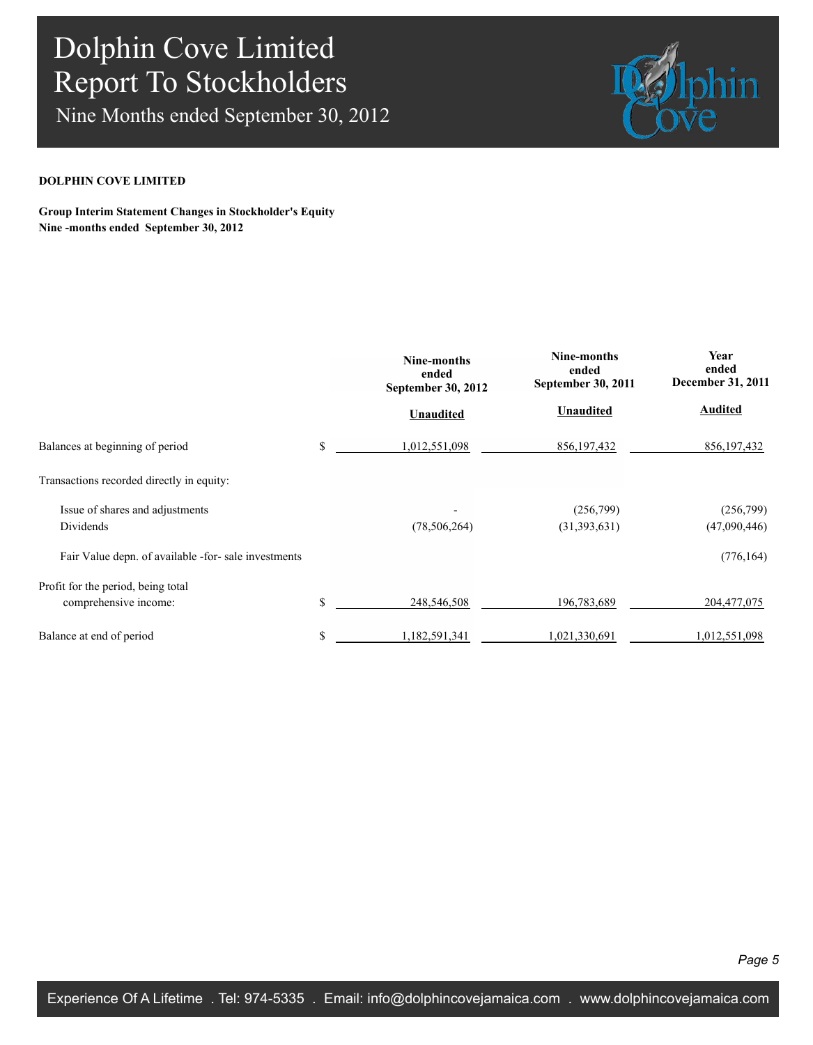# Dolphin Cove Limited
# Report To Stockholders
## Nine Months ended September 30, 2012

**DOLPHIN COVE LIMITED**

**Group Interim Statement Changes in Stockholder's Equity**
**Nine -months ended September 30, 2012**

| | | Nine-months ended September 30, 2012 | Nine-months ended September 30, 2011 | Year ended December 31, 2011 |
|---|---|---|---|---|
| | | **Unaudited** | **Unaudited** | **Audited** |
| Balances at beginning of period | $ | 1,012,551,098 | 856,197,432 | 856,197,432 |
| Transactions recorded directly in equity: | | | | |
| Issue of shares and adjustments | | - | (256,799) | (256,799) |
| Dividends | | (78,506,264) | (31,393,631) | (47,090,446) |
| Fair Value depn. of available -for- sale investments | | | | (776,164) |
| Profit for the period, being total comprehensive income: | $ | 248,546,508 | 196,783,689 | 204,477,075 |
| Balance at end of period | $ | 1,182,591,341 | 1,021,330,691 | 1,012,551,098 |

Experience Of A Lifetime . Tel: 974-5335 . Email: info@dolphincovejamaica.com . www.dolphincovejamaica.com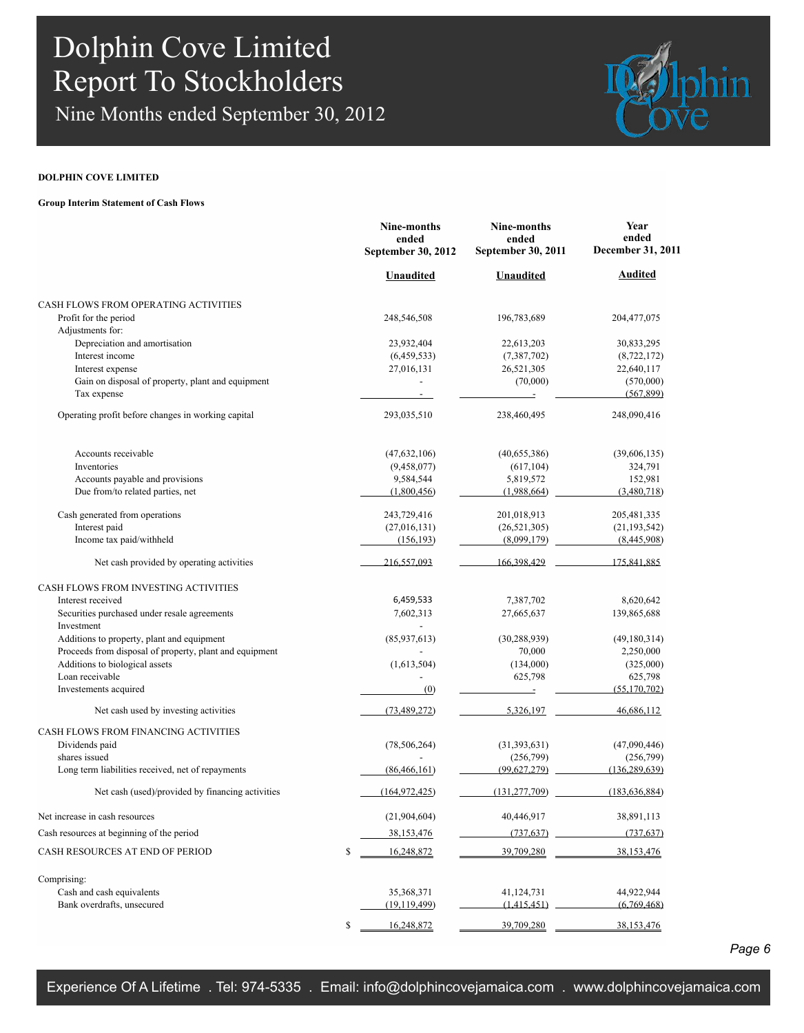# Dolphin Cove Limited
## Report To Stockholders
### Nine Months ended September 30, 2012

**DOLPHIN COVE LIMITED**

**Group Interim Statement of Cash Flows**

| | Nine-months ended September 30, 2012 | Nine-months ended September 30, 2011 | Year ended December 31, 2011 |
|---|---|---|---|
| | **Unaudited** | **Unaudited** | **Audited** |
| CASH FLOWS FROM OPERATING ACTIVITIES | | | |
| Profit for the period | 248,546,508 | 196,783,689 | 204,477,075 |
| Adjustments for: | | | |
| Depreciation and amortisation | 23,932,404 | 22,613,203 | 30,833,295 |
| Interest income | (6,459,533) | (7,387,702) | (8,722,172) |
| Interest expense | 27,016,131 | 26,521,305 | 22,640,117 |
| Gain on disposal of property, plant and equipment | - | (70,000) | (570,000) |
| Tax expense | - | - | (567,899) |
| Operating profit before changes in working capital | 293,035,510 | 238,460,495 | 248,090,416 |
| Accounts receivable | (47,632,106) | (40,655,386) | (39,606,135) |
| Inventories | (9,458,077) | (617,104) | 324,791 |
| Accounts payable and provisions | 9,584,544 | 5,819,572 | 152,981 |
| Due from/to related parties, net | (1,800,456) | (1,988,664) | (3,480,718) |
| Cash generated from operations | 243,729,416 | 201,018,913 | 205,481,335 |
| Interest paid | (27,016,131) | (26,521,305) | (21,193,542) |
| Income tax paid/withheld | (156,193) | (8,099,179) | (8,445,908) |
| Net cash provided by operating activities | 216,557,093 | 166,398,429 | 175,841,885 |
| CASH FLOWS FROM INVESTING ACTIVITIES | | | |
| Interest received | 6,459,533 | 7,387,702 | 8,620,642 |
| Securities purchased under resale agreements | 7,602,313 | 27,665,637 | 139,865,688 |
| Investment | - | | |
| Additions to property, plant and equipment | (85,937,613) | (30,288,939) | (49,180,314) |
| Proceeds from disposal of property, plant and equipment | - | 70,000 | 2,250,000 |
| Additions to biological assets | (1,613,504) | (134,000) | (325,000) |
| Loan receivable | - | 625,798 | 625,798 |
| Investements acquired | (0) | - | (55,170,702) |
| Net cash used by investing activities | (73,489,272) | 5,326,197 | 46,686,112 |
| CASH FLOWS FROM FINANCING ACTIVITIES | | | |
| Dividends paid | (78,506,264) | (31,393,631) | (47,090,446) |
| shares issued | - | (256,799) | (256,799) |
| Long term liabilities received, net of repayments | (86,466,161) | (99,627,279) | (136,289,639) |
| Net cash (used)/provided by financing activities | (164,972,425) | (131,277,709) | (183,636,884) |
| Net increase in cash resources | (21,904,604) | 40,446,917 | 38,891,113 |
| Cash resources at beginning of the period | 38,153,476 | (737,637) | (737,637) |
| CASH RESOURCES AT END OF PERIOD | $ 16,248,872 | 39,709,280 | 38,153,476 |
| Comprising: | | | |
| Cash and cash equivalents | 35,368,371 | 41,124,731 | 44,922,944 |
| Bank overdrafts, unsecured | (19,119,499) | (1,415,451) | (6,769,468) |
| | $ 16,248,872 | 39,709,280 | 38,153,476 |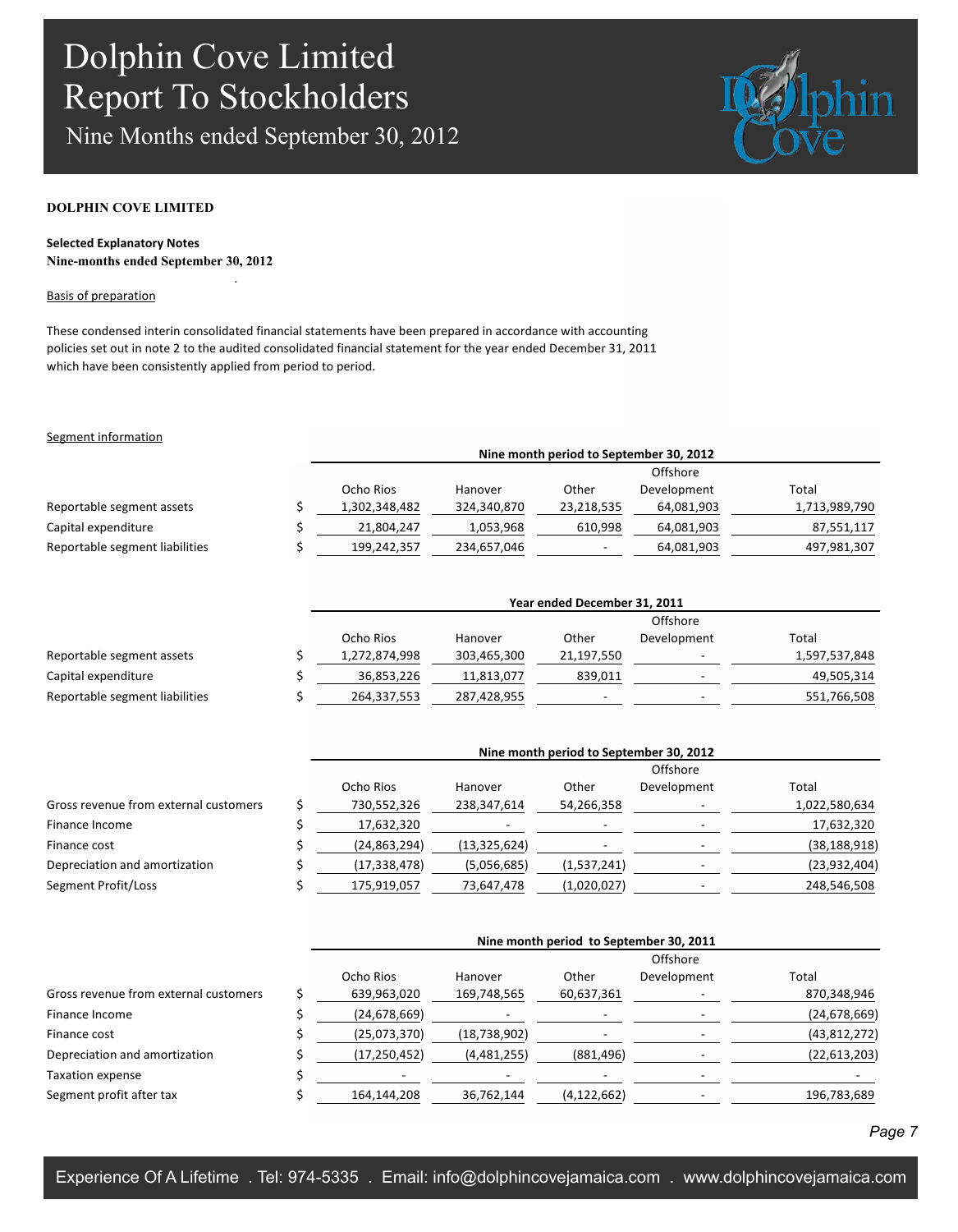**DOLPHIN COVE LIMITED**

**Selected Explanatory Notes**
**Nine-months ended September 30, 2012**

Basis of preparation

These condensed interin consolidated financial statements have been prepared in accordance with accounting policies set out in note 2 to the audited consolidated financial statement for the year ended December 31, 2011 which have been consistently applied from period to period.

Segment information

| | | Nine month period to September 30, 2012 | | | | |
|---|---|---|---|---|---|---|
| | | Ocho Rios | Hanover | Other | Offshore Development | Total |
| Reportable segment assets | $ | 1,302,348,482 | 324,340,870 | 23,218,535 | 64,081,903 | 1,713,989,790 |
| Capital expenditure | $ | 21,804,247 | 1,053,968 | 610,998 | 64,081,903 | 87,551,117 |
| Reportable segment liabilities | $ | 199,242,357 | 234,657,046 | - | 64,081,903 | 497,981,307 |

| | | Year ended December 31, 2011 | | | | |
|---|---|---|---|---|---|---|
| | | Ocho Rios | Hanover | Other | Offshore Development | Total |
| Reportable segment assets | $ | 1,272,874,998 | 303,465,300 | 21,197,550 | - | 1,597,537,848 |
| Capital expenditure | $ | 36,853,226 | 11,813,077 | 839,011 | - | 49,505,314 |
| Reportable segment liabilities | $ | 264,337,553 | 287,428,955 | - | - | 551,766,508 |

| | | Nine month period to September 30, 2012 | | | | |
|---|---|---|---|---|---|---|
| | | Ocho Rios | Hanover | Other | Offshore Development | Total |
| Gross revenue from external customers | $ | 730,552,326 | 238,347,614 | 54,266,358 | - | 1,022,580,634 |
| Finance Income | $ | 17,632,320 | - | - | - | 17,632,320 |
| Finance cost | $ | (24,863,294) | (13,325,624) | - | - | (38,188,918) |
| Depreciation and amortization | $ | (17,338,478) | (5,056,685) | (1,537,241) | - | (23,932,404) |
| Segment Profit/Loss | $ | 175,919,057 | 73,647,478 | (1,020,027) | - | 248,546,508 |

| | | Nine month period to September 30, 2011 | | | | |
|---|---|---|---|---|---|---|
| | | Ocho Rios | Hanover | Other | Offshore Development | Total |
| Gross revenue from external customers | $ | 639,963,020 | 169,748,565 | 60,637,361 | - | 870,348,946 |
| Finance Income | $ | (24,678,669) | - | - | - | (24,678,669) |
| Finance cost | $ | (25,073,370) | (18,738,902) | - | - | (43,812,272) |
| Depreciation and amortization | $ | (17,250,452) | (4,481,255) | (881,496) | - | (22,613,203) |
| Taxation expense | $ | - | - | - | - | - |
| Segment profit after tax | $ | 164,144,208 | 36,762,144 | (4,122,662) | - | 196,783,689 |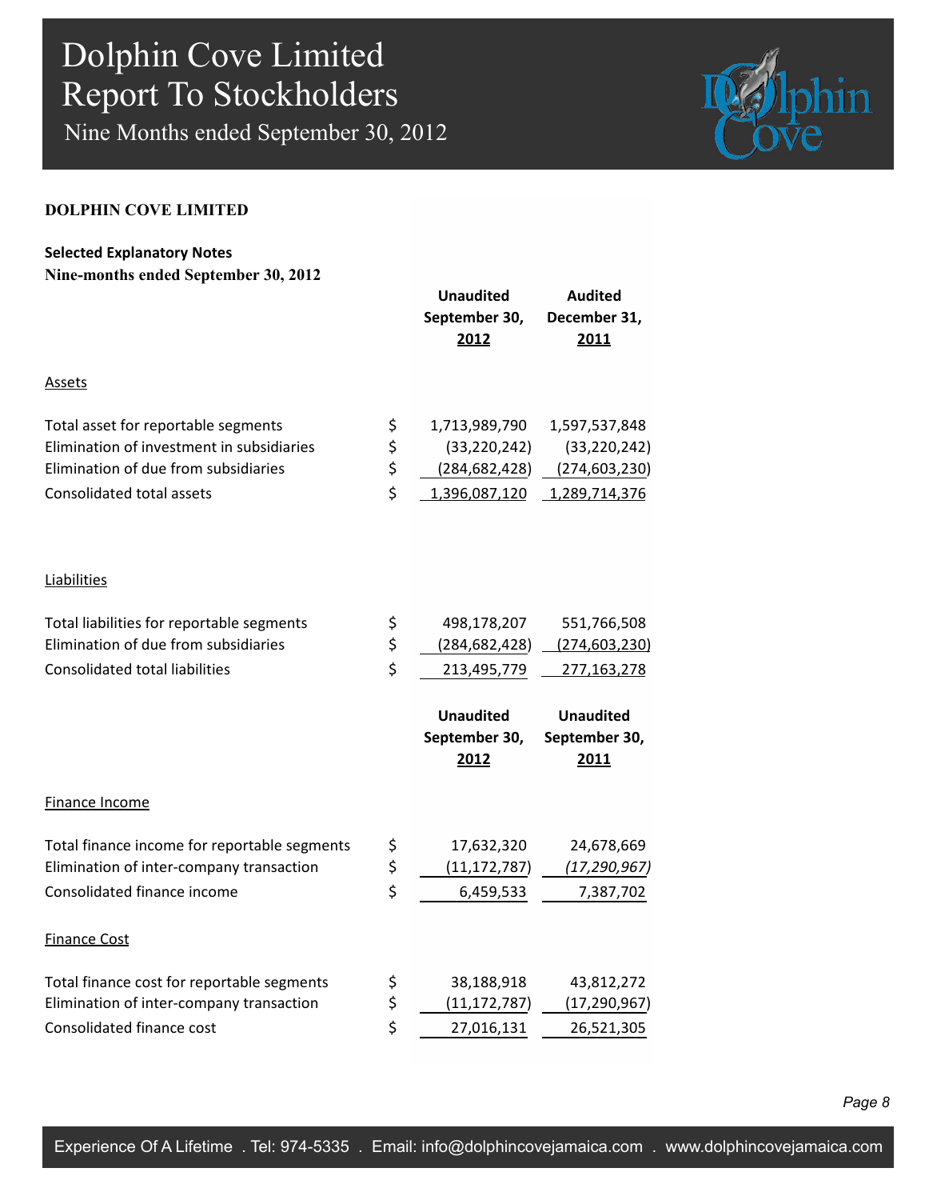# Dolphin Cove Limited
## Report To Stockholders
### Nine Months ended September 30, 2012

**DOLPHIN COVE LIMITED**

**Selected Explanatory Notes**
**Nine-months ended September 30, 2012**

| | | Unaudited September 30, 2012 | Audited December 31, 2011 |
|---|---|---|---|
| Assets | | | |
| Total asset for reportable segments | $ | 1,713,989,790 | 1,597,537,848 |
| Elimination of investment in subsidiaries | $ | (33,220,242) | (33,220,242) |
| Elimination of due from subsidiaries | $ | (284,682,428) | (274,603,230) |
| Consolidated total assets | $ | 1,396,087,120 | 1,289,714,376 |
| Liabilities | | | |
| Total liabilities for reportable segments | $ | 498,178,207 | 551,766,508 |
| Elimination of due from subsidiaries | $ | (284,682,428) | (274,603,230) |
| Consolidated total liabilities | $ | 213,495,779 | 277,163,278 |

| | | Unaudited September 30, 2012 | Unaudited September 30, 2011 |
|---|---|---|---|
| Finance Income | | | |
| Total finance income for reportable segments | $ | 17,632,320 | 24,678,669 |
| Elimination of inter-company transaction | $ | (11,172,787) | *(17,290,967)* |
| Consolidated finance income | $ | 6,459,533 | 7,387,702 |
| Finance Cost | | | |
| Total finance cost for reportable segments | $ | 38,188,918 | 43,812,272 |
| Elimination of inter-company transaction | $ | (11,172,787) | (17,290,967) |
| Consolidated finance cost | $ | 27,016,131 | 26,521,305 |